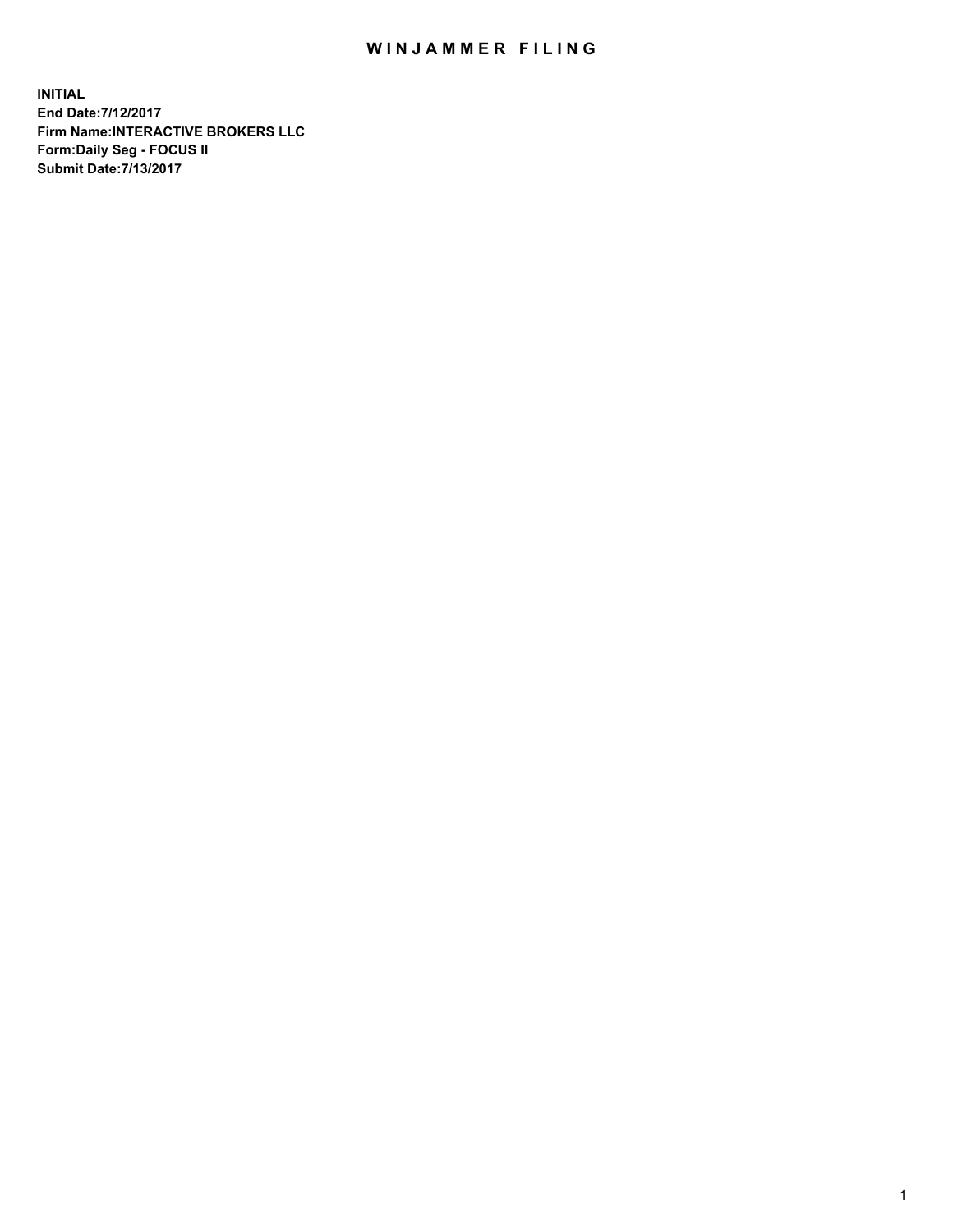# WINJAMMER FILING

**INITIAL**
**End Date:7/12/2017**
**Firm Name:INTERACTIVE BROKERS LLC**
**Form:Daily Seg - FOCUS II**
**Submit Date:7/13/2017**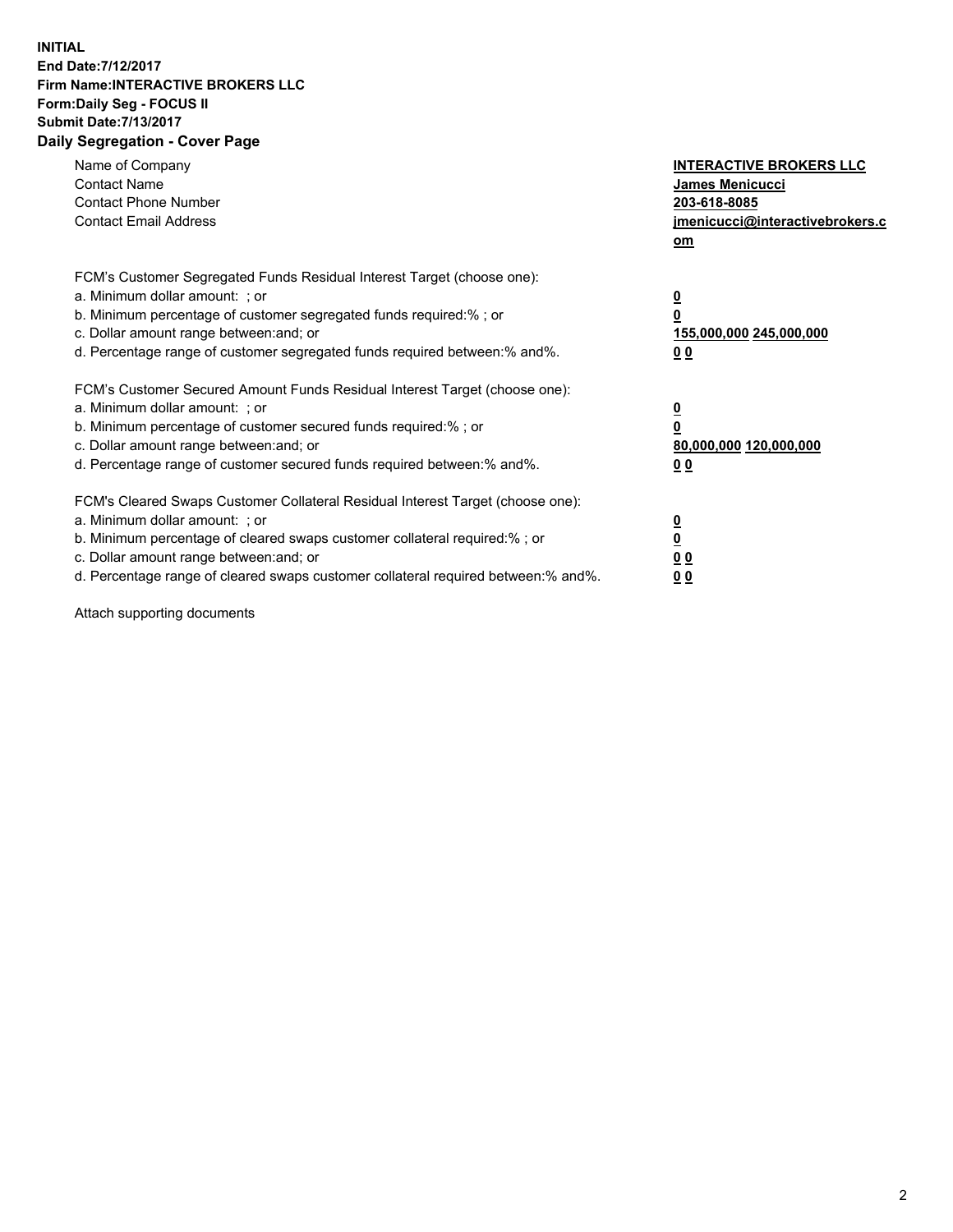**INITIAL**
**End Date:7/12/2017**
**Firm Name:INTERACTIVE BROKERS LLC**
**Form:Daily Seg - FOCUS II**
**Submit Date:7/13/2017**
**Daily Segregation - Cover Page**

| | |
|---|---|
| Name of Company | **INTERACTIVE BROKERS LLC** |
| Contact Name | **James Menicucci** |
| Contact Phone Number | **203-618-8085** |
| Contact Email Address | **jmenicucci@interactivebrokers.com** |

FCM's Customer Segregated Funds Residual Interest Target (choose one):

| | |
|---|---|
| a. Minimum dollar amount: ; or | **0** |
| b. Minimum percentage of customer segregated funds required:% ; or | **0** |
| c. Dollar amount range between:and; or | **155,000,000 245,000,000** |
| d. Percentage range of customer segregated funds required between:% and%. | **0 0** |

FCM's Customer Secured Amount Funds Residual Interest Target (choose one):

| | |
|---|---|
| a. Minimum dollar amount: ; or | **0** |
| b. Minimum percentage of customer secured funds required:% ; or | **0** |
| c. Dollar amount range between:and; or | **80,000,000 120,000,000** |
| d. Percentage range of customer secured funds required between:% and%. | **0 0** |

FCM's Cleared Swaps Customer Collateral Residual Interest Target (choose one):

| | |
|---|---|
| a. Minimum dollar amount: ; or | **0** |
| b. Minimum percentage of cleared swaps customer collateral required:% ; or | **0** |
| c. Dollar amount range between:and; or | **0 0** |
| d. Percentage range of cleared swaps customer collateral required between:% and%. | **0 0** |

Attach supporting documents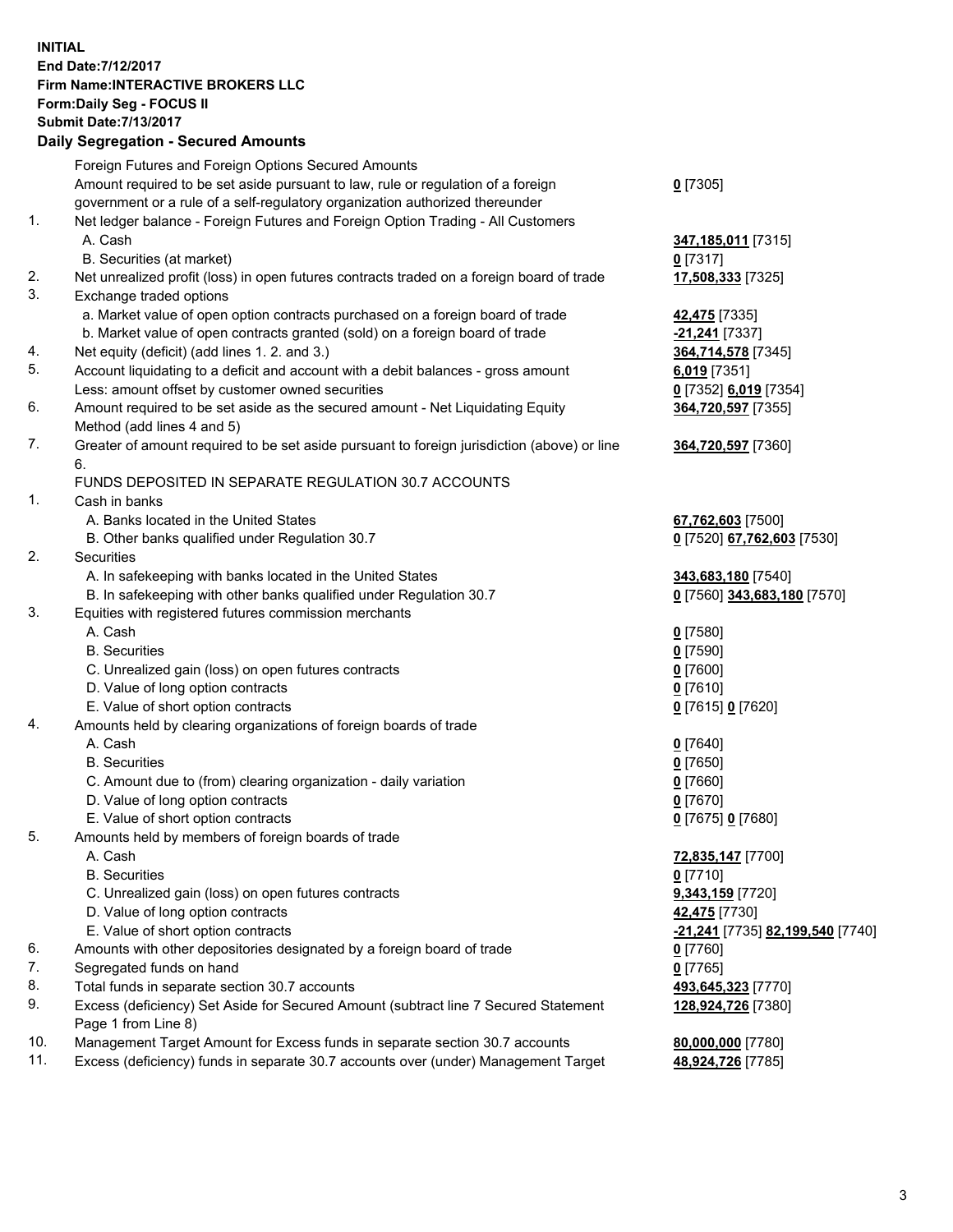**INITIAL**
**End Date:7/12/2017**
**Firm Name:INTERACTIVE BROKERS LLC**
**Form:Daily Seg - FOCUS II**
**Submit Date:7/13/2017**
**Daily Segregation - Secured Amounts**

| | | |
|---|---|---|
| | Foreign Futures and Foreign Options Secured Amounts | |
| | Amount required to be set aside pursuant to law, rule or regulation of a foreign government or a rule of a self-regulatory organization authorized thereunder | **0** [7305] |
| 1. | Net ledger balance - Foreign Futures and Foreign Option Trading - All Customers | |
| | A. Cash | **347,185,011** [7315] |
| | B. Securities (at market) | **0** [7317] |
| 2. | Net unrealized profit (loss) in open futures contracts traded on a foreign board of trade | **17,508,333** [7325] |
| 3. | Exchange traded options | |
| | a. Market value of open option contracts purchased on a foreign board of trade | **42,475** [7335] |
| | b. Market value of open contracts granted (sold) on a foreign board of trade | **-21,241** [7337] |
| 4. | Net equity (deficit) (add lines 1. 2. and 3.) | **364,714,578** [7345] |
| 5. | Account liquidating to a deficit and account with a debit balances - gross amount | **6,019** [7351] |
| | Less: amount offset by customer owned securities | **0** [7352] **6,019** [7354] |
| 6. | Amount required to be set aside as the secured amount - Net Liquidating Equity Method (add lines 4 and 5) | **364,720,597** [7355] |
| 7. | Greater of amount required to be set aside pursuant to foreign jurisdiction (above) or line 6. | **364,720,597** [7360] |
| | FUNDS DEPOSITED IN SEPARATE REGULATION 30.7 ACCOUNTS | |
| 1. | Cash in banks | |
| | A. Banks located in the United States | **67,762,603** [7500] |
| | B. Other banks qualified under Regulation 30.7 | **0** [7520] **67,762,603** [7530] |
| 2. | Securities | |
| | A. In safekeeping with banks located in the United States | **343,683,180** [7540] |
| | B. In safekeeping with other banks qualified under Regulation 30.7 | **0** [7560] **343,683,180** [7570] |
| 3. | Equities with registered futures commission merchants | |
| | A. Cash | **0** [7580] |
| | B. Securities | **0** [7590] |
| | C. Unrealized gain (loss) on open futures contracts | **0** [7600] |
| | D. Value of long option contracts | **0** [7610] |
| | E. Value of short option contracts | **0** [7615] **0** [7620] |
| 4. | Amounts held by clearing organizations of foreign boards of trade | |
| | A. Cash | **0** [7640] |
| | B. Securities | **0** [7650] |
| | C. Amount due to (from) clearing organization - daily variation | **0** [7660] |
| | D. Value of long option contracts | **0** [7670] |
| | E. Value of short option contracts | **0** [7675] **0** [7680] |
| 5. | Amounts held by members of foreign boards of trade | |
| | A. Cash | **72,835,147** [7700] |
| | B. Securities | **0** [7710] |
| | C. Unrealized gain (loss) on open futures contracts | **9,343,159** [7720] |
| | D. Value of long option contracts | **42,475** [7730] |
| | E. Value of short option contracts | **-21,241** [7735] **82,199,540** [7740] |
| 6. | Amounts with other depositories designated by a foreign board of trade | **0** [7760] |
| 7. | Segregated funds on hand | **0** [7765] |
| 8. | Total funds in separate section 30.7 accounts | **493,645,323** [7770] |
| 9. | Excess (deficiency) Set Aside for Secured Amount (subtract line 7 Secured Statement Page 1 from Line 8) | **128,924,726** [7380] |
| 10. | Management Target Amount for Excess funds in separate section 30.7 accounts | **80,000,000** [7780] |
| 11. | Excess (deficiency) funds in separate 30.7 accounts over (under) Management Target | **48,924,726** [7785] |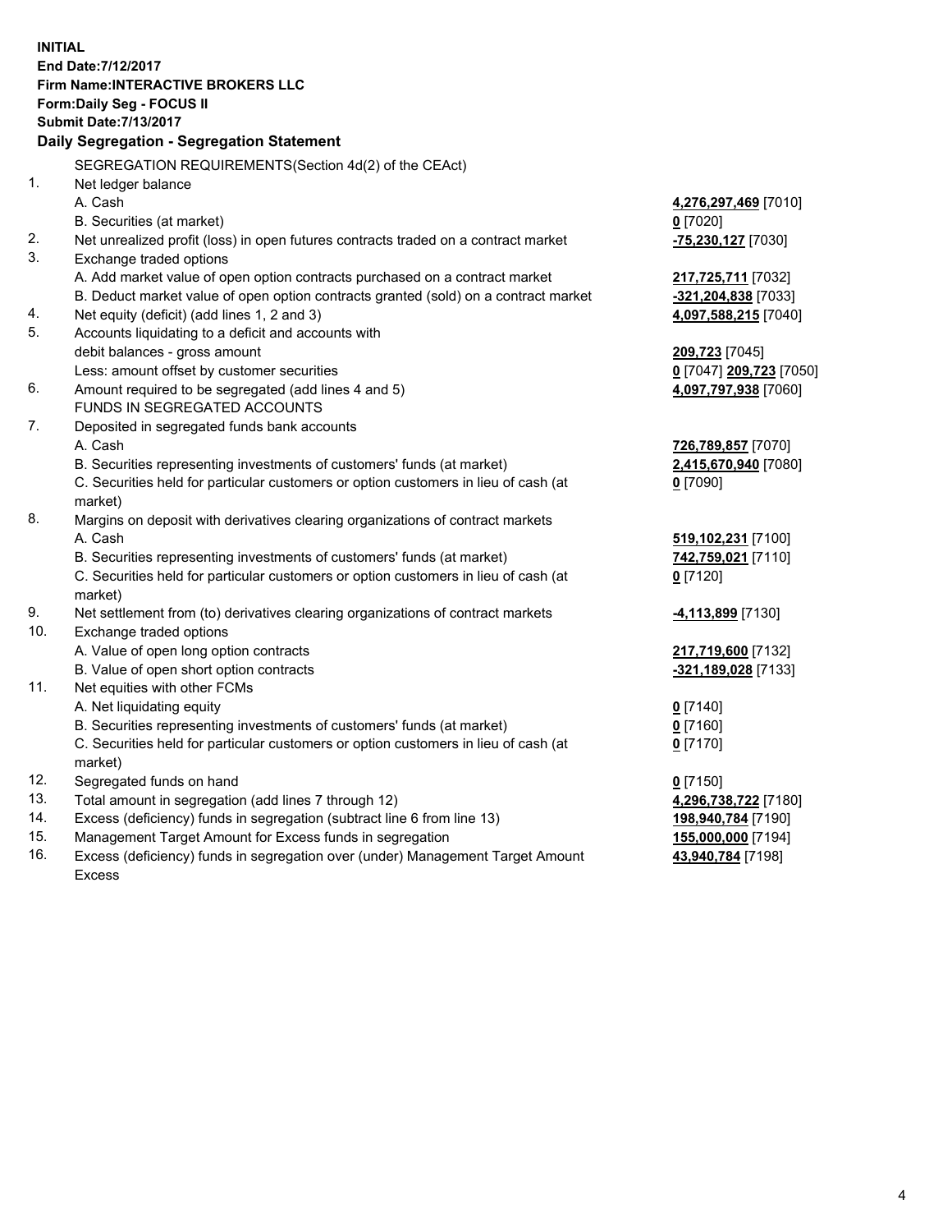**INITIAL**
**End Date:7/12/2017**
**Firm Name:INTERACTIVE BROKERS LLC**
**Form:Daily Seg - FOCUS II**
**Submit Date:7/13/2017**

## Daily Segregation - Segregation Statement

SEGREGATION REQUIREMENTS(Section 4d(2) of the CEAct)

| | | |
|---|---|---|
| 1. | Net ledger balance | |
| | A. Cash | **4,276,297,469** [7010] |
| | B. Securities (at market) | **0** [7020] |
| 2. | Net unrealized profit (loss) in open futures contracts traded on a contract market | **-75,230,127** [7030] |
| 3. | Exchange traded options | |
| | A. Add market value of open option contracts purchased on a contract market | **217,725,711** [7032] |
| | B. Deduct market value of open option contracts granted (sold) on a contract market | **-321,204,838** [7033] |
| 4. | Net equity (deficit) (add lines 1, 2 and 3) | **4,097,588,215** [7040] |
| 5. | Accounts liquidating to a deficit and accounts with | |
| | debit balances - gross amount | **209,723** [7045] |
| | Less: amount offset by customer securities | **0** [7047] **209,723** [7050] |
| 6. | Amount required to be segregated (add lines 4 and 5) | **4,097,797,938** [7060] |
| | FUNDS IN SEGREGATED ACCOUNTS | |
| 7. | Deposited in segregated funds bank accounts | |
| | A. Cash | **726,789,857** [7070] |
| | B. Securities representing investments of customers' funds (at market) | **2,415,670,940** [7080] |
| | C. Securities held for particular customers or option customers in lieu of cash (at market) | **0** [7090] |
| 8. | Margins on deposit with derivatives clearing organizations of contract markets | |
| | A. Cash | **519,102,231** [7100] |
| | B. Securities representing investments of customers' funds (at market) | **742,759,021** [7110] |
| | C. Securities held for particular customers or option customers in lieu of cash (at market) | **0** [7120] |
| 9. | Net settlement from (to) derivatives clearing organizations of contract markets | **-4,113,899** [7130] |
| 10. | Exchange traded options | |
| | A. Value of open long option contracts | **217,719,600** [7132] |
| | B. Value of open short option contracts | **-321,189,028** [7133] |
| 11. | Net equities with other FCMs | |
| | A. Net liquidating equity | **0** [7140] |
| | B. Securities representing investments of customers' funds (at market) | **0** [7160] |
| | C. Securities held for particular customers or option customers in lieu of cash (at market) | **0** [7170] |
| 12. | Segregated funds on hand | **0** [7150] |
| 13. | Total amount in segregation (add lines 7 through 12) | **4,296,738,722** [7180] |
| 14. | Excess (deficiency) funds in segregation (subtract line 6 from line 13) | **198,940,784** [7190] |
| 15. | Management Target Amount for Excess funds in segregation | **155,000,000** [7194] |
| 16. | Excess (deficiency) funds in segregation over (under) Management Target Amount Excess | **43,940,784** [7198] |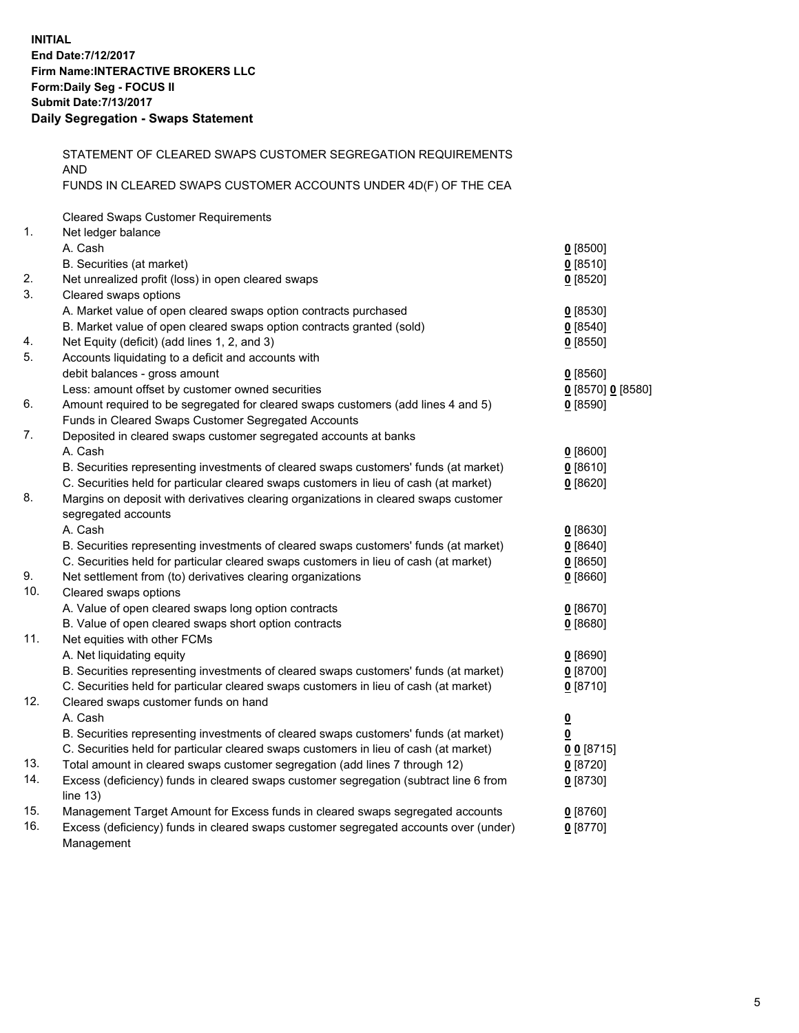**INITIAL**
**End Date:7/12/2017**
**Firm Name:INTERACTIVE BROKERS LLC**
**Form:Daily Seg - FOCUS II**
**Submit Date:7/13/2017**
**Daily Segregation - Swaps Statement**

STATEMENT OF CLEARED SWAPS CUSTOMER SEGREGATION REQUIREMENTS AND FUNDS IN CLEARED SWAPS CUSTOMER ACCOUNTS UNDER 4D(F) OF THE CEA

| | | |
|---|---|---|
| | Cleared Swaps Customer Requirements | |
| 1. | Net ledger balance | |
| | A. Cash | 0 [8500] |
| | B. Securities (at market) | 0 [8510] |
| 2. | Net unrealized profit (loss) in open cleared swaps | 0 [8520] |
| 3. | Cleared swaps options | |
| | A. Market value of open cleared swaps option contracts purchased | 0 [8530] |
| | B. Market value of open cleared swaps option contracts granted (sold) | 0 [8540] |
| 4. | Net Equity (deficit) (add lines 1, 2, and 3) | 0 [8550] |
| 5. | Accounts liquidating to a deficit and accounts with debit balances - gross amount | 0 [8560] |
| | Less: amount offset by customer owned securities | 0 [8570] 0 [8580] |
| 6. | Amount required to be segregated for cleared swaps customers (add lines 4 and 5) | 0 [8590] |
| | Funds in Cleared Swaps Customer Segregated Accounts | |
| 7. | Deposited in cleared swaps customer segregated accounts at banks | |
| | A. Cash | 0 [8600] |
| | B. Securities representing investments of cleared swaps customers' funds (at market) | 0 [8610] |
| | C. Securities held for particular cleared swaps customers in lieu of cash (at market) | 0 [8620] |
| 8. | Margins on deposit with derivatives clearing organizations in cleared swaps customer segregated accounts | |
| | A. Cash | 0 [8630] |
| | B. Securities representing investments of cleared swaps customers' funds (at market) | 0 [8640] |
| | C. Securities held for particular cleared swaps customers in lieu of cash (at market) | 0 [8650] |
| 9. | Net settlement from (to) derivatives clearing organizations | 0 [8660] |
| 10. | Cleared swaps options | |
| | A. Value of open cleared swaps long option contracts | 0 [8670] |
| | B. Value of open cleared swaps short option contracts | 0 [8680] |
| 11. | Net equities with other FCMs | |
| | A. Net liquidating equity | 0 [8690] |
| | B. Securities representing investments of cleared swaps customers' funds (at market) | 0 [8700] |
| | C. Securities held for particular cleared swaps customers in lieu of cash (at market) | 0 [8710] |
| 12. | Cleared swaps customer funds on hand | |
| | A. Cash | 0 |
| | B. Securities representing investments of cleared swaps customers' funds (at market) | 0 |
| | C. Securities held for particular cleared swaps customers in lieu of cash (at market) | 0 0 [8715] |
| 13. | Total amount in cleared swaps customer segregation (add lines 7 through 12) | 0 [8720] |
| 14. | Excess (deficiency) funds in cleared swaps customer segregation (subtract line 6 from line 13) | 0 [8730] |
| 15. | Management Target Amount for Excess funds in cleared swaps segregated accounts | 0 [8760] |
| 16. | Excess (deficiency) funds in cleared swaps customer segregated accounts over (under) Management | 0 [8770] |